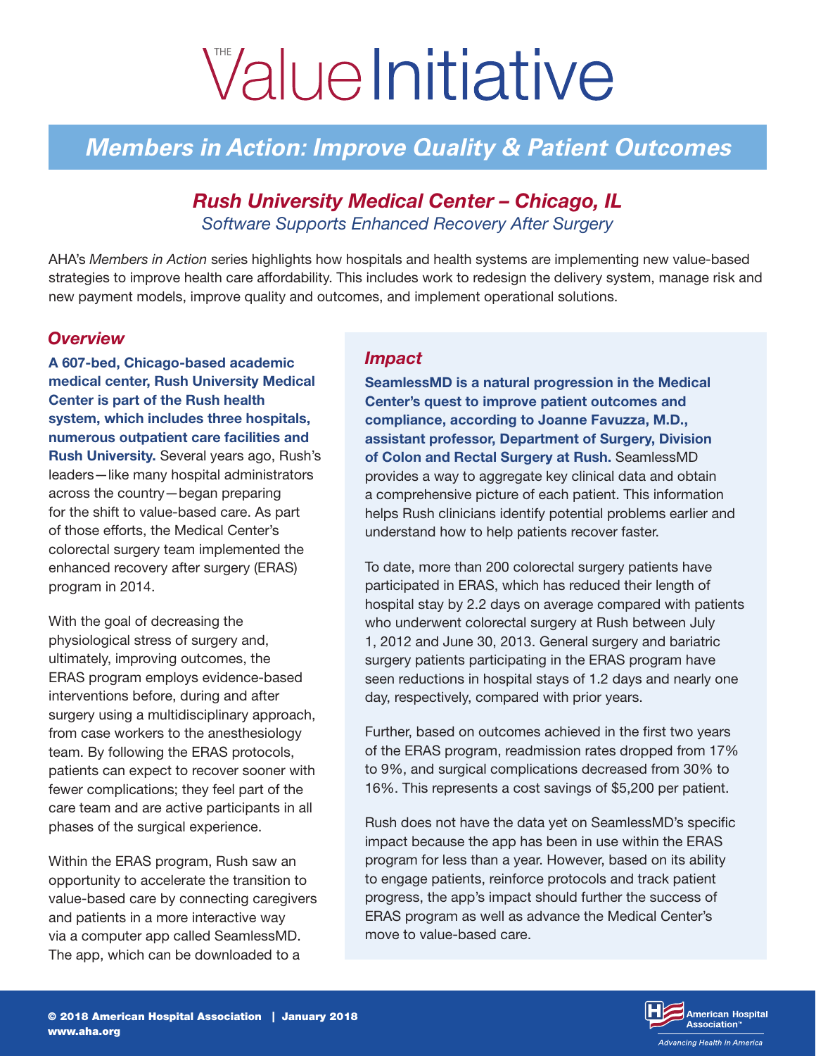# THE Value Initiative

## *Members in Action: Improve Quality & Patient Outcomes*

### *Rush University Medical Center – Chicago, IL*

*Software Supports Enhanced Recovery After Surgery*

AHA's *Members in Action* series highlights how hospitals and health systems are implementing new value-based strategies to improve health care affordability. This includes work to redesign the delivery system, manage risk and new payment models, improve quality and outcomes, and implement operational solutions.

### *Overview*

**A 607-bed, Chicago-based academic medical center, Rush University Medical Center is part of the Rush health system, which includes three hospitals, numerous outpatient care facilities and Rush University.** Several years ago, Rush's leaders—like many hospital administrators across the country—began preparing for the shift to value-based care. As part of those efforts, the Medical Center's colorectal surgery team implemented the enhanced recovery after surgery (ERAS) program in 2014.

With the goal of decreasing the physiological stress of surgery and, ultimately, improving outcomes, the ERAS program employs evidence-based interventions before, during and after surgery using a multidisciplinary approach, from case workers to the anesthesiology team. By following the ERAS protocols, patients can expect to recover sooner with fewer complications; they feel part of the care team and are active participants in all phases of the surgical experience.

Within the ERAS program, Rush saw an opportunity to accelerate the transition to value-based care by connecting caregivers and patients in a more interactive way via a computer app called SeamlessMD. The app, which can be downloaded to a

### *Impact*

**SeamlessMD is a natural progression in the Medical Center's quest to improve patient outcomes and compliance, according to Joanne Favuzza, M.D., assistant professor, Department of Surgery, Division of Colon and Rectal Surgery at Rush.** SeamlessMD provides a way to aggregate key clinical data and obtain a comprehensive picture of each patient. This information helps Rush clinicians identify potential problems earlier and understand how to help patients recover faster.

To date, more than 200 colorectal surgery patients have participated in ERAS, which has reduced their length of hospital stay by 2.2 days on average compared with patients who underwent colorectal surgery at Rush between July 1, 2012 and June 30, 2013. General surgery and bariatric surgery patients participating in the ERAS program have seen reductions in hospital stays of 1.2 days and nearly one day, respectively, compared with prior years.

Further, based on outcomes achieved in the first two years of the ERAS program, readmission rates dropped from 17% to 9%, and surgical complications decreased from 30% to 16%. This represents a cost savings of $5,200 per patient.

Rush does not have the data yet on SeamlessMD's specific impact because the app has been in use within the ERAS program for less than a year. However, based on its ability to engage patients, reinforce protocols and track patient progress, the app's impact should further the success of ERAS program as well as advance the Medical Center's move to value-based care.

© 2018 American Hospital Association | January 2018
www.aha.org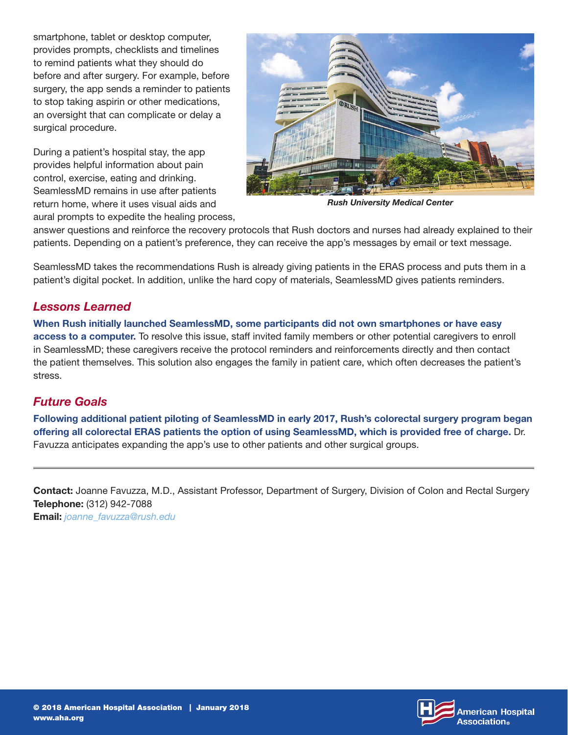smartphone, tablet or desktop computer, provides prompts, checklists and timelines to remind patients what they should do before and after surgery. For example, before surgery, the app sends a reminder to patients to stop taking aspirin or other medications, an oversight that can complicate or delay a surgical procedure.

During a patient's hospital stay, the app provides helpful information about pain control, exercise, eating and drinking. SeamlessMD remains in use after patients return home, where it uses visual aids and aural prompts to expedite the healing process, answer questions and reinforce the recovery protocols that Rush doctors and nurses had already explained to their patients. Depending on a patient's preference, they can receive the app's messages by email or text message.

*Rush University Medical Center*

SeamlessMD takes the recommendations Rush is already giving patients in the ERAS process and puts them in a patient's digital pocket. In addition, unlike the hard copy of materials, SeamlessMD gives patients reminders.

## *Lessons Learned*

**When Rush initially launched SeamlessMD, some participants did not own smartphones or have easy access to a computer.** To resolve this issue, staff invited family members or other potential caregivers to enroll in SeamlessMD; these caregivers receive the protocol reminders and reinforcements directly and then contact the patient themselves. This solution also engages the family in patient care, which often decreases the patient's stress.

## *Future Goals*

**Following additional patient piloting of SeamlessMD in early 2017, Rush's colorectal surgery program began offering all colorectal ERAS patients the option of using SeamlessMD, which is provided free of charge.** Dr. Favuzza anticipates expanding the app's use to other patients and other surgical groups.

---

**Contact:** Joanne Favuzza, M.D., Assistant Professor, Department of Surgery, Division of Colon and Rectal Surgery
**Telephone:** (312) 942-7088
**Email:** *joanne_favuzza@rush.edu*